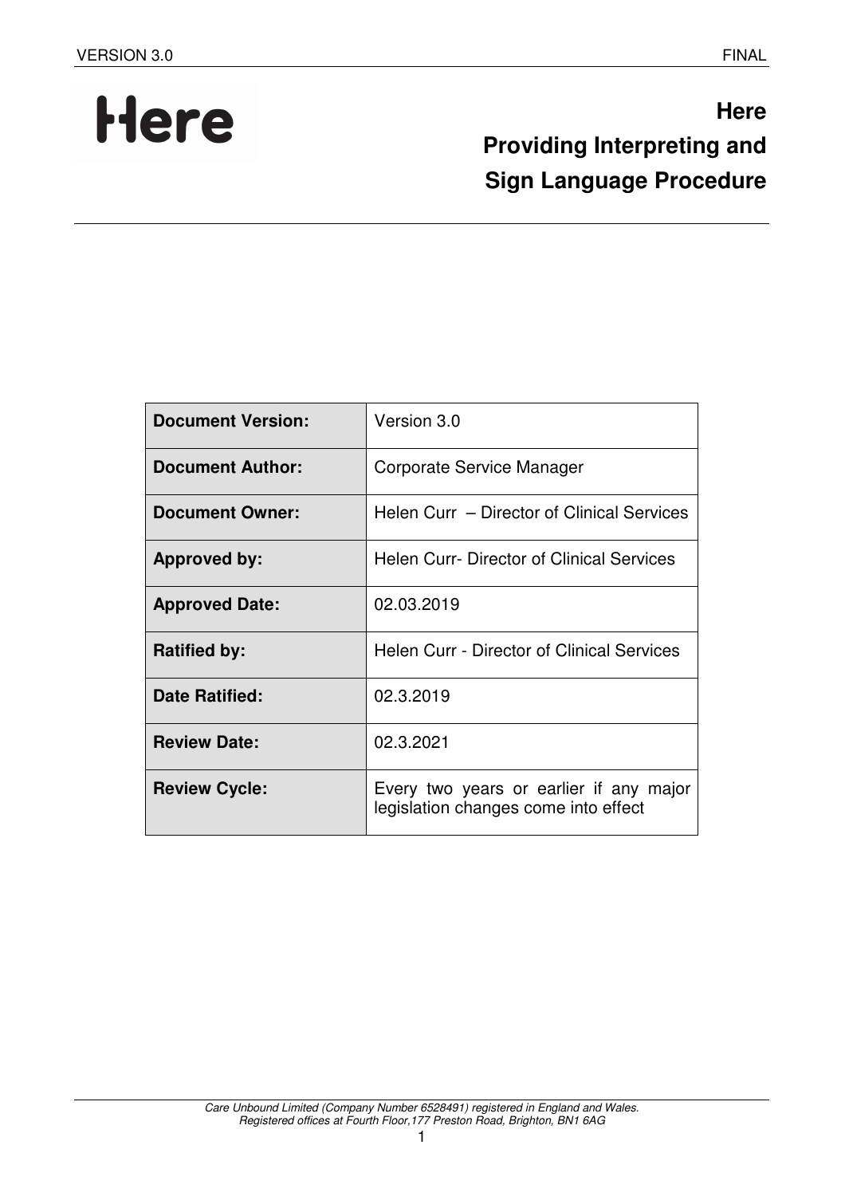# Here
# Providing Interpreting and Sign Language Procedure

| Document Version: | Version 3.0 |
|---|---|
| Document Author: | Corporate Service Manager |
| Document Owner: | Helen Curr – Director of Clinical Services |
| Approved by: | Helen Curr- Director of Clinical Services |
| Approved Date: | 02.03.2019 |
| Ratified by: | Helen Curr - Director of Clinical Services |
| Date Ratified: | 02.3.2019 |
| Review Date: | 02.3.2021 |
| Review Cycle: | Every two years or earlier if any major legislation changes come into effect |

*Care Unbound Limited (Company Number 6528491) registered in England and Wales. Registered offices at Fourth Floor,177 Preston Road, Brighton, BN1 6AG*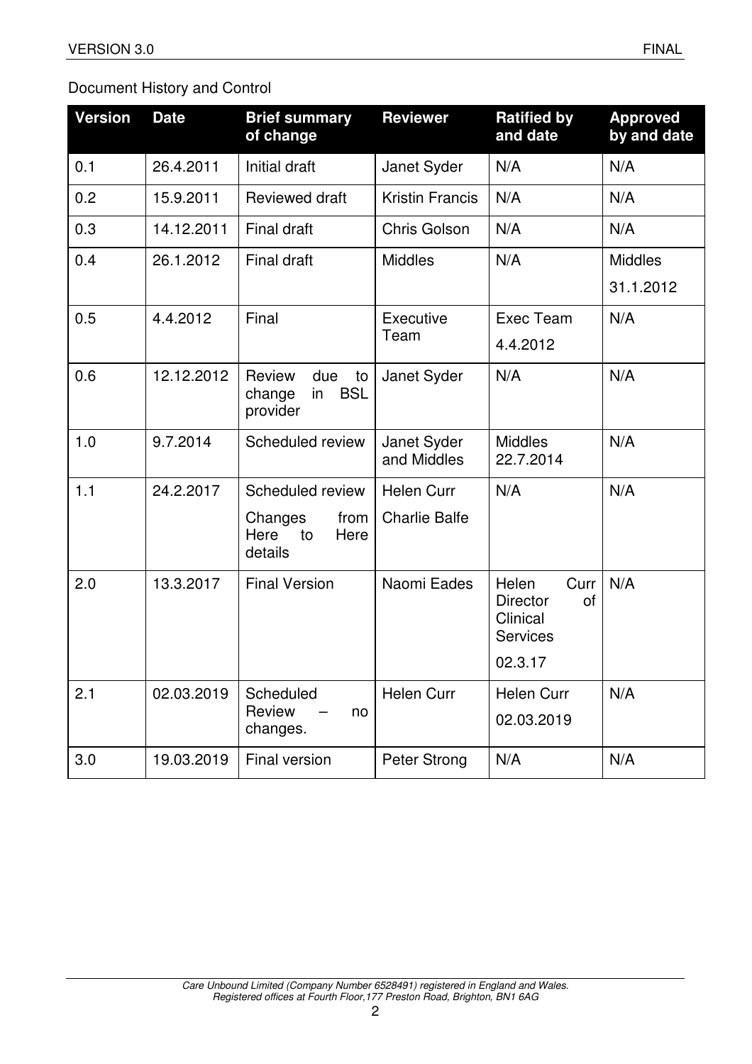Document History and Control

| Version | Date | Brief summary of change | Reviewer | Ratified by and date | Approved by and date |
|---|---|---|---|---|---|
| 0.1 | 26.4.2011 | Initial draft | Janet Syder | N/A | N/A |
| 0.2 | 15.9.2011 | Reviewed draft | Kristin Francis | N/A | N/A |
| 0.3 | 14.12.2011 | Final draft | Chris Golson | N/A | N/A |
| 0.4 | 26.1.2012 | Final draft | Middles | N/A | Middles 31.1.2012 |
| 0.5 | 4.4.2012 | Final | Executive Team | Exec Team 4.4.2012 | N/A |
| 0.6 | 12.12.2012 | Review due to change in BSL provider | Janet Syder | N/A | N/A |
| 1.0 | 9.7.2014 | Scheduled review | Janet Syder and Middles | Middles 22.7.2014 | N/A |
| 1.1 | 24.2.2017 | Scheduled review<br>Changes from Here to Here details | Helen Curr<br>Charlie Balfe | N/A | N/A |
| 2.0 | 13.3.2017 | Final Version | Naomi Eades | Helen Curr Director of Clinical Services 02.3.17 | N/A |
| 2.1 | 02.03.2019 | Scheduled Review – no changes. | Helen Curr | Helen Curr 02.03.2019 | N/A |
| 3.0 | 19.03.2019 | Final version | Peter Strong | N/A | N/A |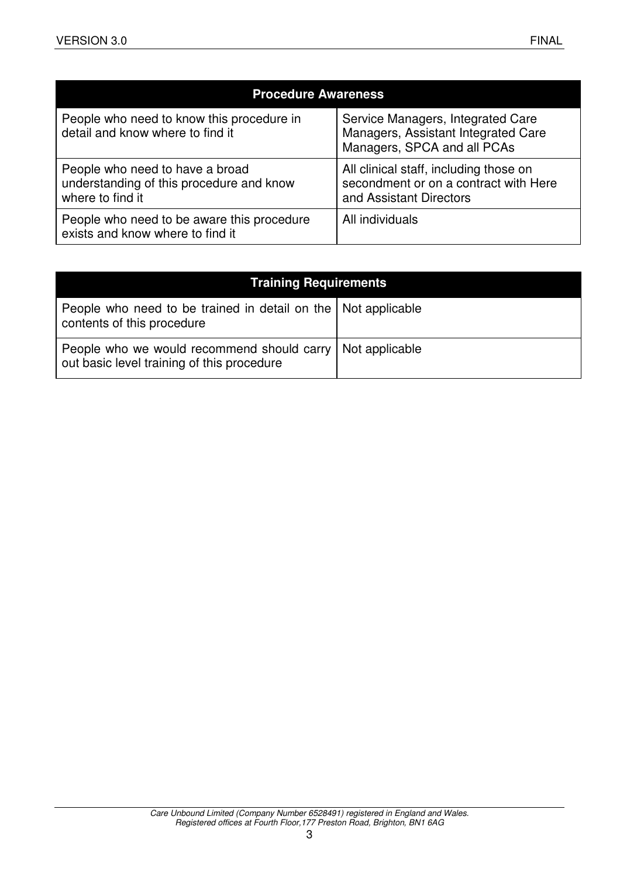| Procedure Awareness | |
|---|---|
| People who need to know this procedure in detail and know where to find it | Service Managers, Integrated Care Managers, Assistant Integrated Care Managers, SPCA and all PCAs |
| People who need to have a broad understanding of this procedure and know where to find it | All clinical staff, including those on secondment or on a contract with Here and Assistant Directors |
| People who need to be aware this procedure exists and know where to find it | All individuals |

| Training Requirements | |
|---|---|
| People who need to be trained in detail on the contents of this procedure | Not applicable |
| People who we would recommend should carry out basic level training of this procedure | Not applicable |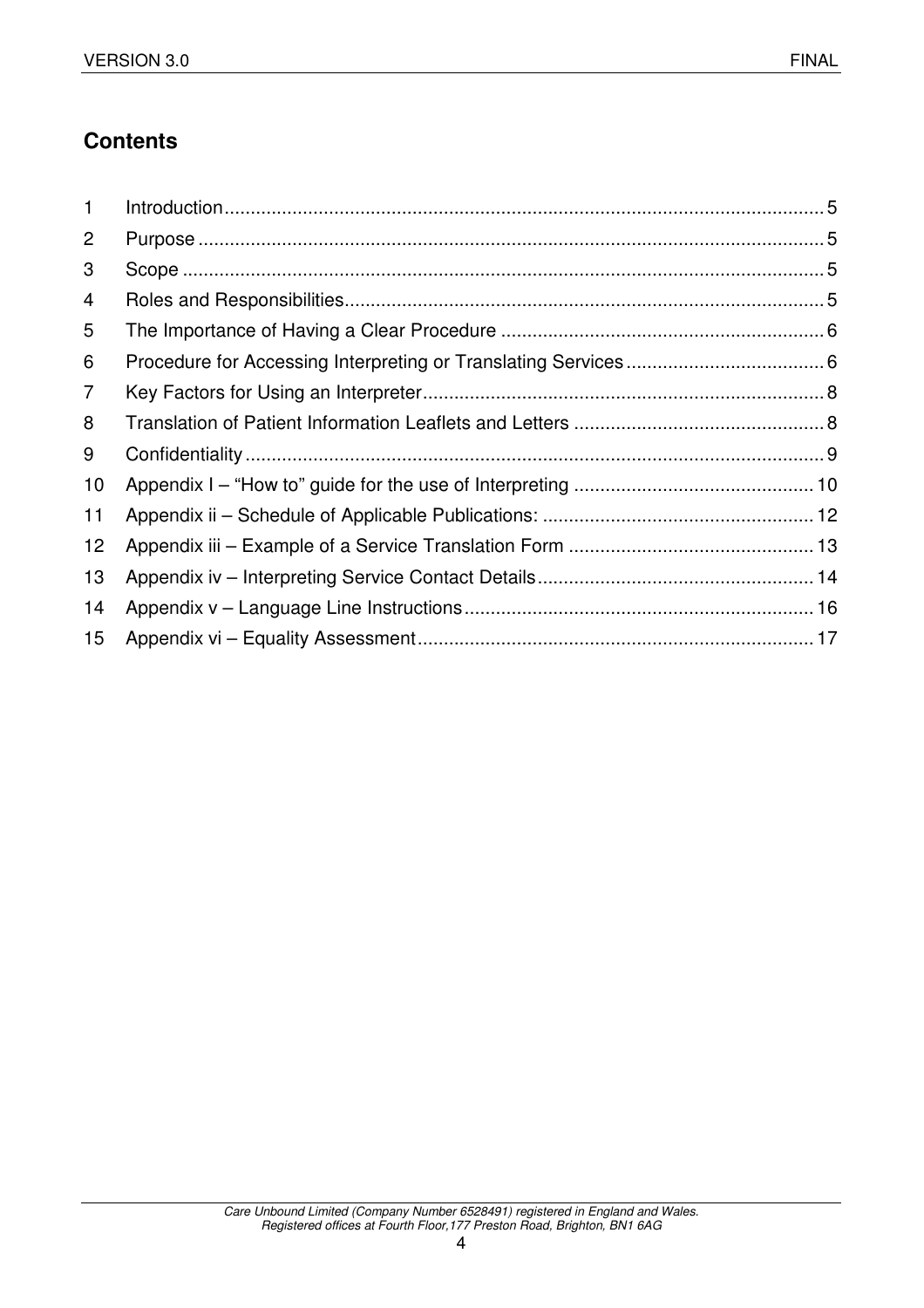## Contents

| | | |
|---|---|---|
| 1 | Introduction | 5 |
| 2 | Purpose | 5 |
| 3 | Scope | 5 |
| 4 | Roles and Responsibilities | 5 |
| 5 | The Importance of Having a Clear Procedure | 6 |
| 6 | Procedure for Accessing Interpreting or Translating Services | 6 |
| 7 | Key Factors for Using an Interpreter | 8 |
| 8 | Translation of Patient Information Leaflets and Letters | 8 |
| 9 | Confidentiality | 9 |
| 10 | Appendix I – "How to" guide for the use of Interpreting | 10 |
| 11 | Appendix ii – Schedule of Applicable Publications: | 12 |
| 12 | Appendix iii – Example of a Service Translation Form | 13 |
| 13 | Appendix iv – Interpreting Service Contact Details | 14 |
| 14 | Appendix v – Language Line Instructions | 16 |
| 15 | Appendix vi – Equality Assessment | 17 |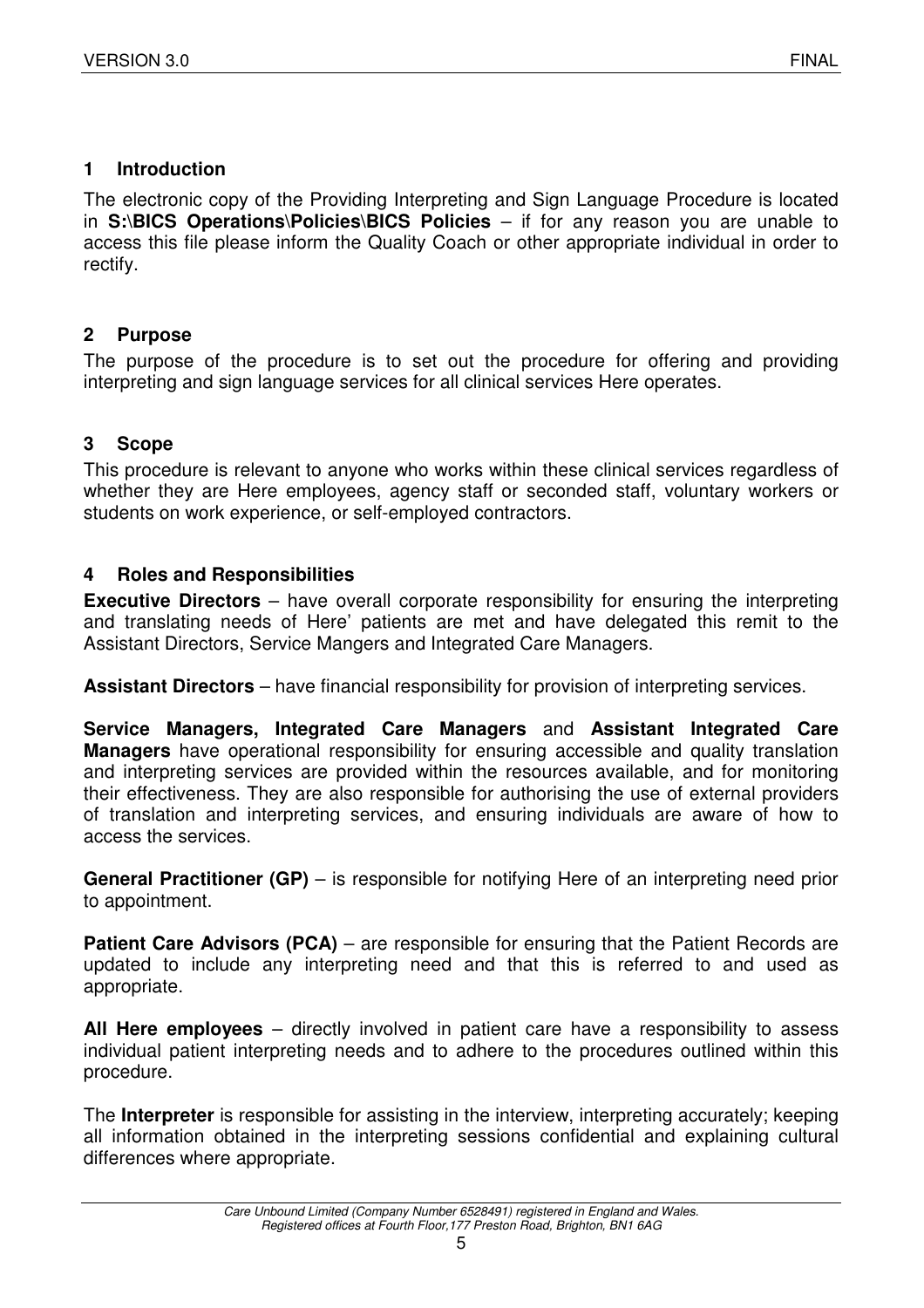## 1 Introduction

The electronic copy of the Providing Interpreting and Sign Language Procedure is located in **S:\BICS Operations\Policies\BICS Policies** – if for any reason you are unable to access this file please inform the Quality Coach or other appropriate individual in order to rectify.

## 2 Purpose

The purpose of the procedure is to set out the procedure for offering and providing interpreting and sign language services for all clinical services Here operates.

## 3 Scope

This procedure is relevant to anyone who works within these clinical services regardless of whether they are Here employees, agency staff or seconded staff, voluntary workers or students on work experience, or self-employed contractors.

## 4 Roles and Responsibilities

**Executive Directors** – have overall corporate responsibility for ensuring the interpreting and translating needs of Here' patients are met and have delegated this remit to the Assistant Directors, Service Mangers and Integrated Care Managers.

**Assistant Directors** – have financial responsibility for provision of interpreting services.

**Service Managers, Integrated Care Managers** and **Assistant Integrated Care Managers** have operational responsibility for ensuring accessible and quality translation and interpreting services are provided within the resources available, and for monitoring their effectiveness. They are also responsible for authorising the use of external providers of translation and interpreting services, and ensuring individuals are aware of how to access the services.

**General Practitioner (GP)** – is responsible for notifying Here of an interpreting need prior to appointment.

**Patient Care Advisors (PCA)** – are responsible for ensuring that the Patient Records are updated to include any interpreting need and that this is referred to and used as appropriate.

**All Here employees** – directly involved in patient care have a responsibility to assess individual patient interpreting needs and to adhere to the procedures outlined within this procedure.

The **Interpreter** is responsible for assisting in the interview, interpreting accurately; keeping all information obtained in the interpreting sessions confidential and explaining cultural differences where appropriate.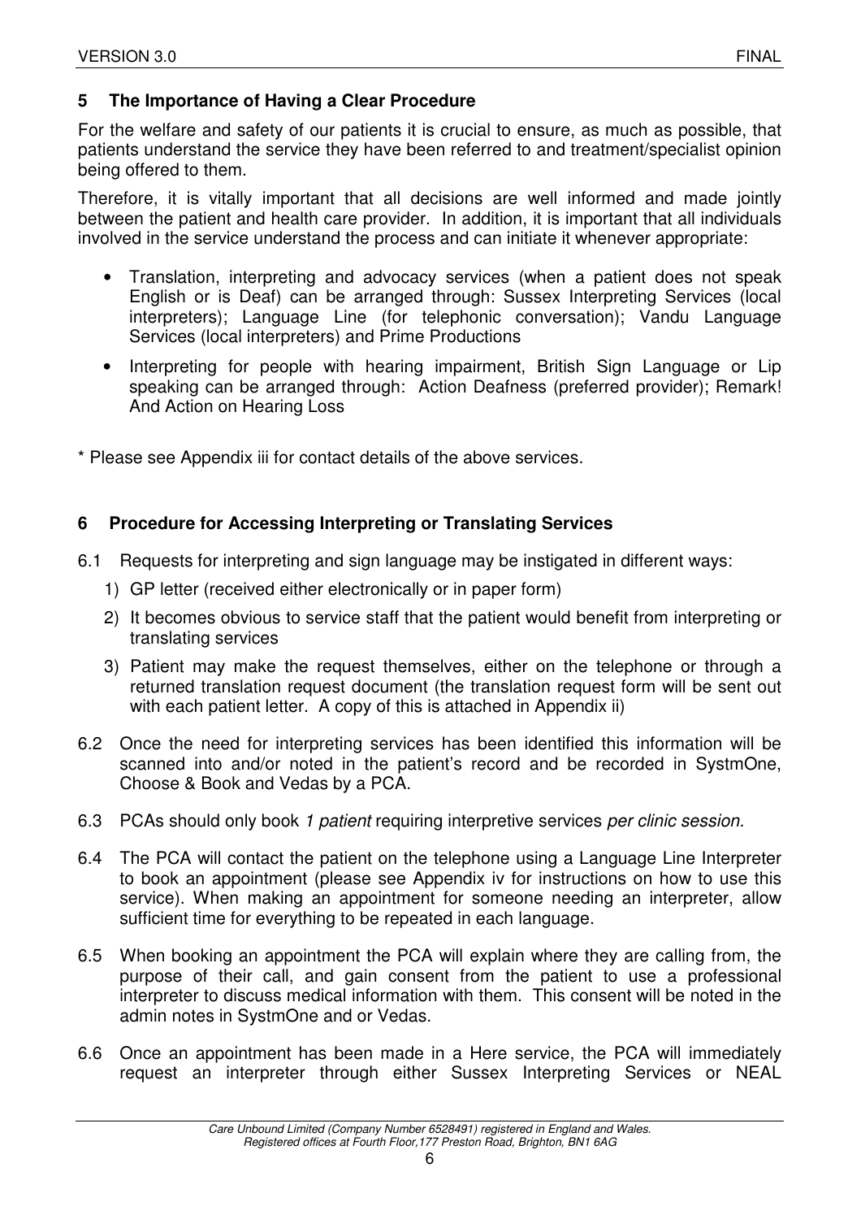## 5 The Importance of Having a Clear Procedure

For the welfare and safety of our patients it is crucial to ensure, as much as possible, that patients understand the service they have been referred to and treatment/specialist opinion being offered to them.

Therefore, it is vitally important that all decisions are well informed and made jointly between the patient and health care provider. In addition, it is important that all individuals involved in the service understand the process and can initiate it whenever appropriate:

- Translation, interpreting and advocacy services (when a patient does not speak English or is Deaf) can be arranged through: Sussex Interpreting Services (local interpreters); Language Line (for telephonic conversation); Vandu Language Services (local interpreters) and Prime Productions
- Interpreting for people with hearing impairment, British Sign Language or Lip speaking can be arranged through: Action Deafness (preferred provider); Remark! And Action on Hearing Loss

* Please see Appendix iii for contact details of the above services.

## 6 Procedure for Accessing Interpreting or Translating Services

6.1 Requests for interpreting and sign language may be instigated in different ways:

1) GP letter (received either electronically or in paper form)
2) It becomes obvious to service staff that the patient would benefit from interpreting or translating services
3) Patient may make the request themselves, either on the telephone or through a returned translation request document (the translation request form will be sent out with each patient letter. A copy of this is attached in Appendix ii)

6.2 Once the need for interpreting services has been identified this information will be scanned into and/or noted in the patient's record and be recorded in SystmOne, Choose & Book and Vedas by a PCA.

6.3 PCAs should only book *1 patient* requiring interpretive services *per clinic session.*

6.4 The PCA will contact the patient on the telephone using a Language Line Interpreter to book an appointment (please see Appendix iv for instructions on how to use this service). When making an appointment for someone needing an interpreter, allow sufficient time for everything to be repeated in each language.

6.5 When booking an appointment the PCA will explain where they are calling from, the purpose of their call, and gain consent from the patient to use a professional interpreter to discuss medical information with them. This consent will be noted in the admin notes in SystmOne and or Vedas.

6.6 Once an appointment has been made in a Here service, the PCA will immediately request an interpreter through either Sussex Interpreting Services or NEAL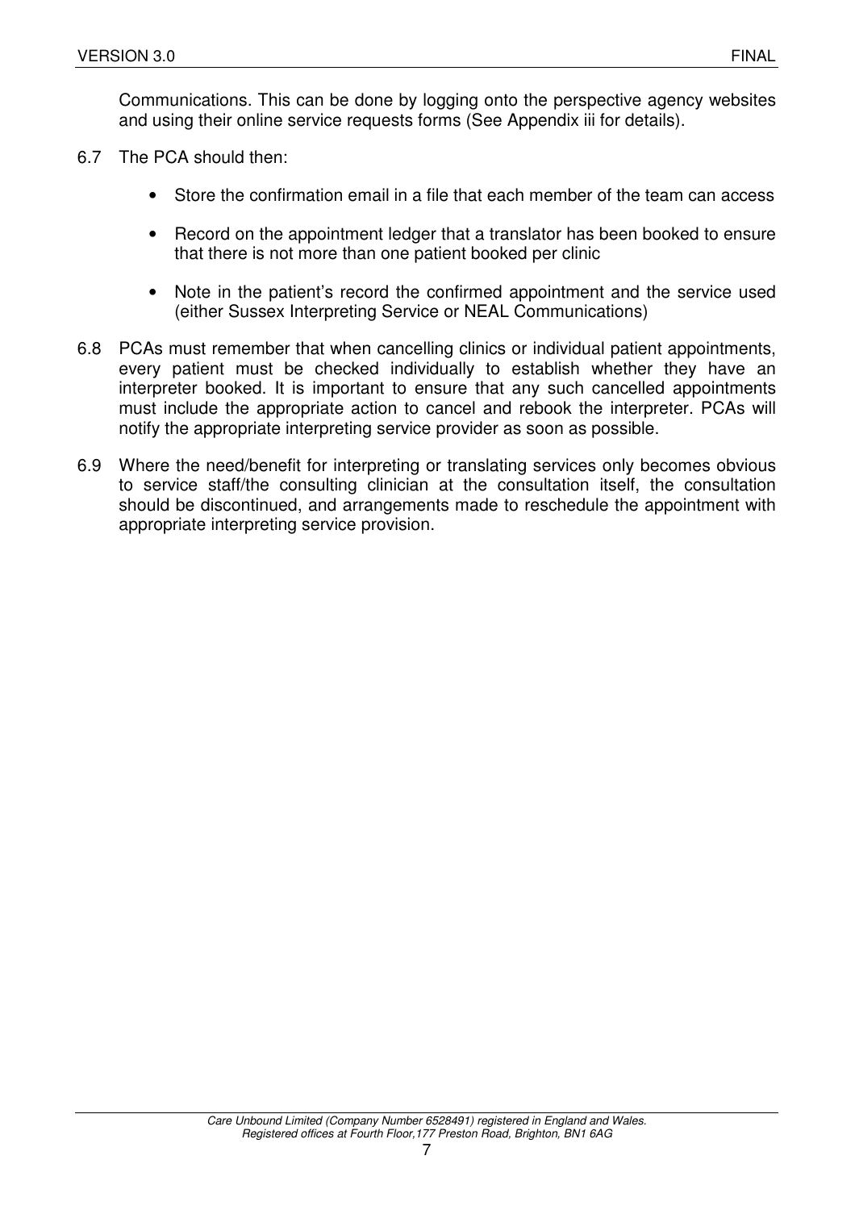Communications. This can be done by logging onto the perspective agency websites and using their online service requests forms (See Appendix iii for details).

6.7 The PCA should then:

- Store the confirmation email in a file that each member of the team can access
- Record on the appointment ledger that a translator has been booked to ensure that there is not more than one patient booked per clinic
- Note in the patient's record the confirmed appointment and the service used (either Sussex Interpreting Service or NEAL Communications)

6.8 PCAs must remember that when cancelling clinics or individual patient appointments, every patient must be checked individually to establish whether they have an interpreter booked. It is important to ensure that any such cancelled appointments must include the appropriate action to cancel and rebook the interpreter. PCAs will notify the appropriate interpreting service provider as soon as possible.

6.9 Where the need/benefit for interpreting or translating services only becomes obvious to service staff/the consulting clinician at the consultation itself, the consultation should be discontinued, and arrangements made to reschedule the appointment with appropriate interpreting service provision.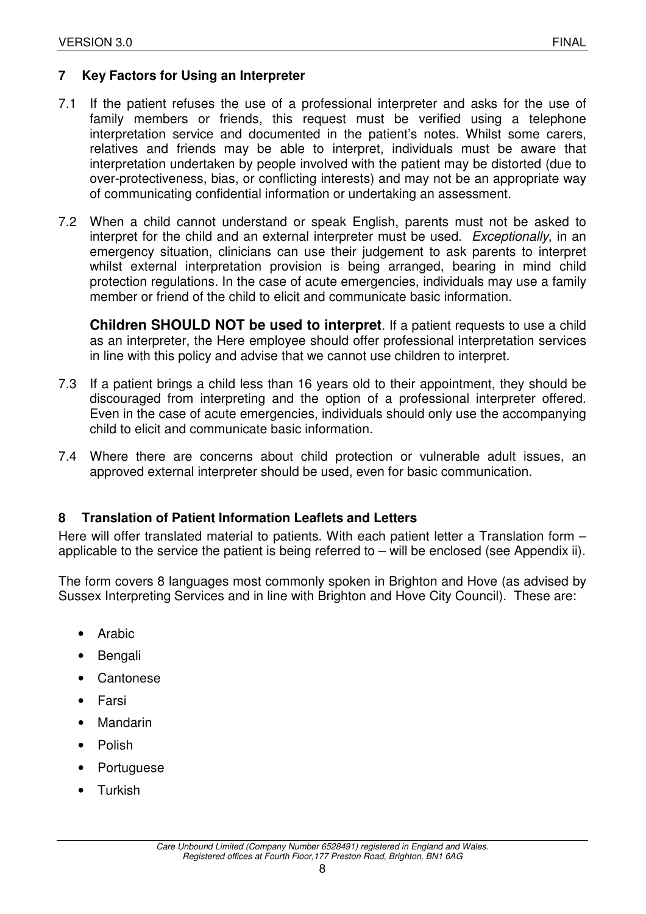## 7 Key Factors for Using an Interpreter

7.1 If the patient refuses the use of a professional interpreter and asks for the use of family members or friends, this request must be verified using a telephone interpretation service and documented in the patient's notes. Whilst some carers, relatives and friends may be able to interpret, individuals must be aware that interpretation undertaken by people involved with the patient may be distorted (due to over-protectiveness, bias, or conflicting interests) and may not be an appropriate way of communicating confidential information or undertaking an assessment.

7.2 When a child cannot understand or speak English, parents must not be asked to interpret for the child and an external interpreter must be used. *Exceptionally*, in an emergency situation, clinicians can use their judgement to ask parents to interpret whilst external interpretation provision is being arranged, bearing in mind child protection regulations. In the case of acute emergencies, individuals may use a family member or friend of the child to elicit and communicate basic information.

**Children SHOULD NOT be used to interpret**. If a patient requests to use a child as an interpreter, the Here employee should offer professional interpretation services in line with this policy and advise that we cannot use children to interpret.

7.3 If a patient brings a child less than 16 years old to their appointment, they should be discouraged from interpreting and the option of a professional interpreter offered. Even in the case of acute emergencies, individuals should only use the accompanying child to elicit and communicate basic information.

7.4 Where there are concerns about child protection or vulnerable adult issues, an approved external interpreter should be used, even for basic communication.

## 8 Translation of Patient Information Leaflets and Letters

Here will offer translated material to patients. With each patient letter a Translation form – applicable to the service the patient is being referred to – will be enclosed (see Appendix ii).

The form covers 8 languages most commonly spoken in Brighton and Hove (as advised by Sussex Interpreting Services and in line with Brighton and Hove City Council). These are:

- Arabic
- Bengali
- Cantonese
- Farsi
- Mandarin
- Polish
- Portuguese
- Turkish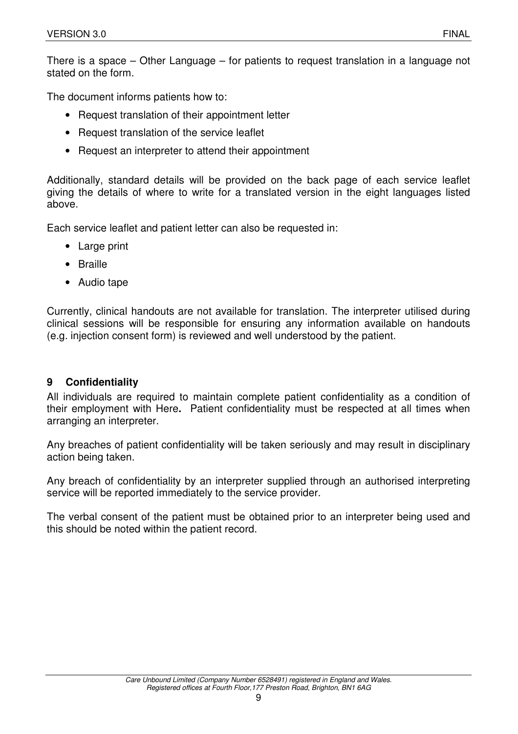There is a space – Other Language – for patients to request translation in a language not stated on the form.

The document informs patients how to:

- Request translation of their appointment letter
- Request translation of the service leaflet
- Request an interpreter to attend their appointment

Additionally, standard details will be provided on the back page of each service leaflet giving the details of where to write for a translated version in the eight languages listed above.

Each service leaflet and patient letter can also be requested in:

- Large print
- Braille
- Audio tape

Currently, clinical handouts are not available for translation. The interpreter utilised during clinical sessions will be responsible for ensuring any information available on handouts (e.g. injection consent form) is reviewed and well understood by the patient.

## 9 Confidentiality

All individuals are required to maintain complete patient confidentiality as a condition of their employment with Here**.** Patient confidentiality must be respected at all times when arranging an interpreter.

Any breaches of patient confidentiality will be taken seriously and may result in disciplinary action being taken.

Any breach of confidentiality by an interpreter supplied through an authorised interpreting service will be reported immediately to the service provider.

The verbal consent of the patient must be obtained prior to an interpreter being used and this should be noted within the patient record.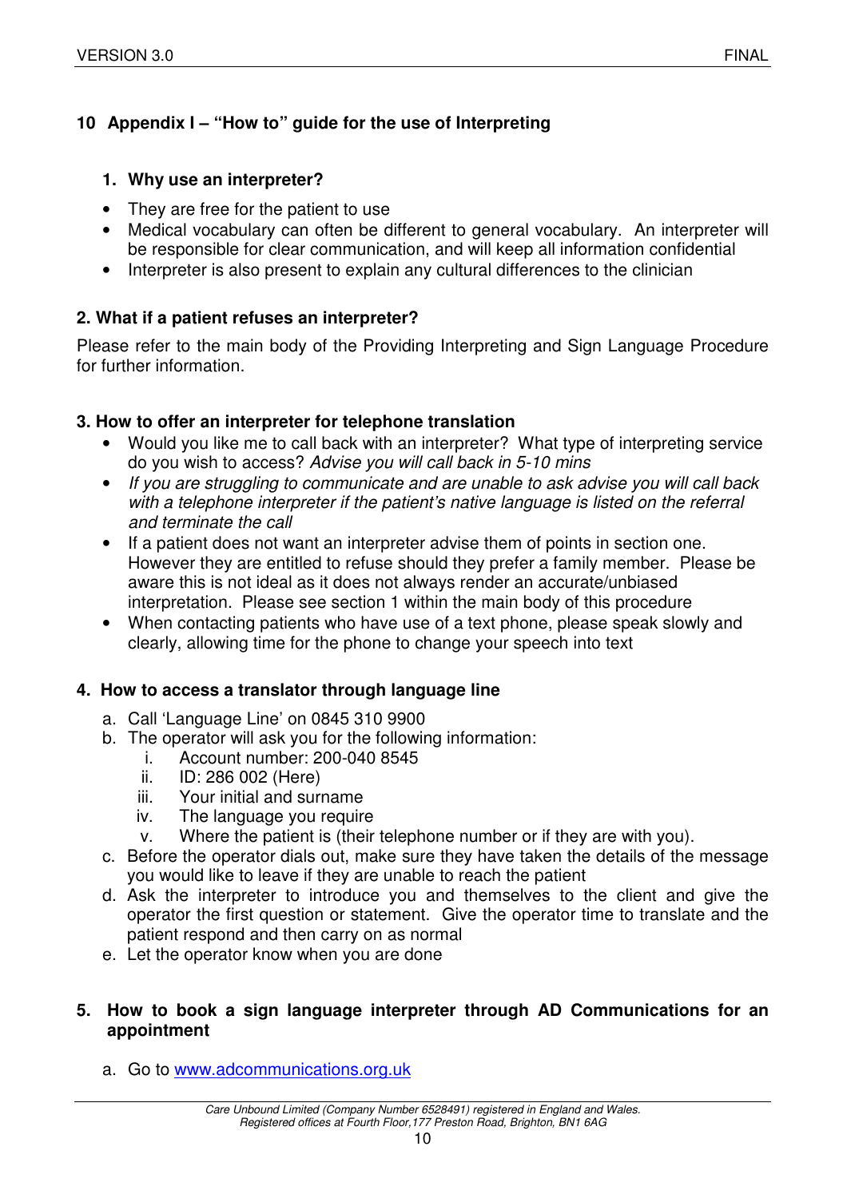## 10 Appendix I – "How to" guide for the use of Interpreting

### 1. Why use an interpreter?

- They are free for the patient to use
- Medical vocabulary can often be different to general vocabulary. An interpreter will be responsible for clear communication, and will keep all information confidential
- Interpreter is also present to explain any cultural differences to the clinician

### 2. What if a patient refuses an interpreter?

Please refer to the main body of the Providing Interpreting and Sign Language Procedure for further information.

### 3. How to offer an interpreter for telephone translation

- Would you like me to call back with an interpreter? What type of interpreting service do you wish to access? *Advise you will call back in 5-10 mins*
- *If you are struggling to communicate and are unable to ask advise you will call back with a telephone interpreter if the patient's native language is listed on the referral and terminate the call*
- If a patient does not want an interpreter advise them of points in section one. However they are entitled to refuse should they prefer a family member. Please be aware this is not ideal as it does not always render an accurate/unbiased interpretation. Please see section 1 within the main body of this procedure
- When contacting patients who have use of a text phone, please speak slowly and clearly, allowing time for the phone to change your speech into text

### 4. How to access a translator through language line

a. Call 'Language Line' on 0845 310 9900
b. The operator will ask you for the following information:
   i. Account number: 200-040 8545
   ii. ID: 286 002 (Here)
   iii. Your initial and surname
   iv. The language you require
   v. Where the patient is (their telephone number or if they are with you).
c. Before the operator dials out, make sure they have taken the details of the message you would like to leave if they are unable to reach the patient
d. Ask the interpreter to introduce you and themselves to the client and give the operator the first question or statement. Give the operator time to translate and the patient respond and then carry on as normal
e. Let the operator know when you are done

### 5. How to book a sign language interpreter through AD Communications for an appointment

a. Go to [www.adcommunications.org.uk](http://www.adcommunications.org.uk)

*Care Unbound Limited (Company Number 6528491) registered in England and Wales.*
*Registered offices at Fourth Floor,177 Preston Road, Brighton, BN1 6AG*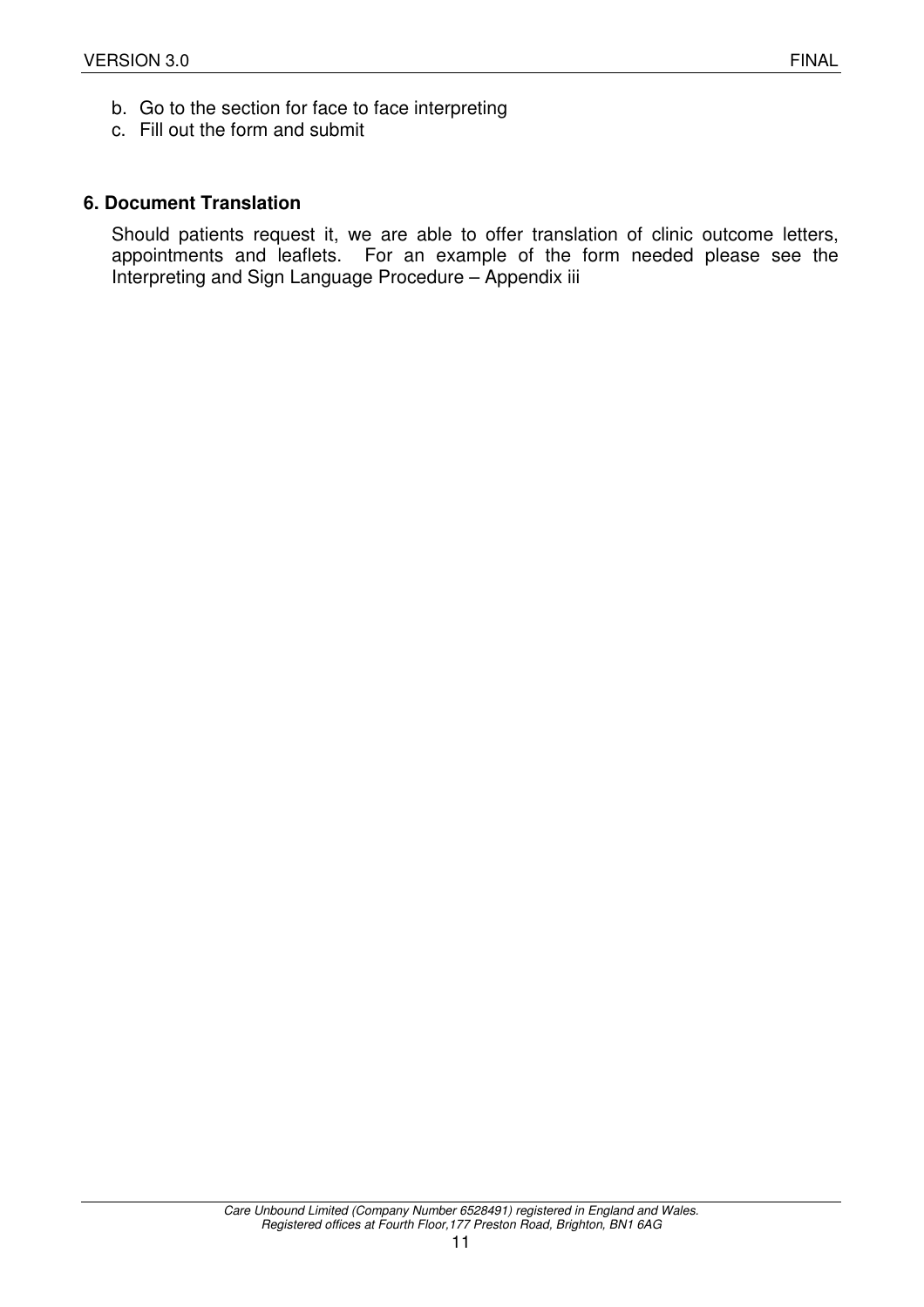b. Go to the section for face to face interpreting
c. Fill out the form and submit

## 6. Document Translation

Should patients request it, we are able to offer translation of clinic outcome letters, appointments and leaflets. For an example of the form needed please see the Interpreting and Sign Language Procedure – Appendix iii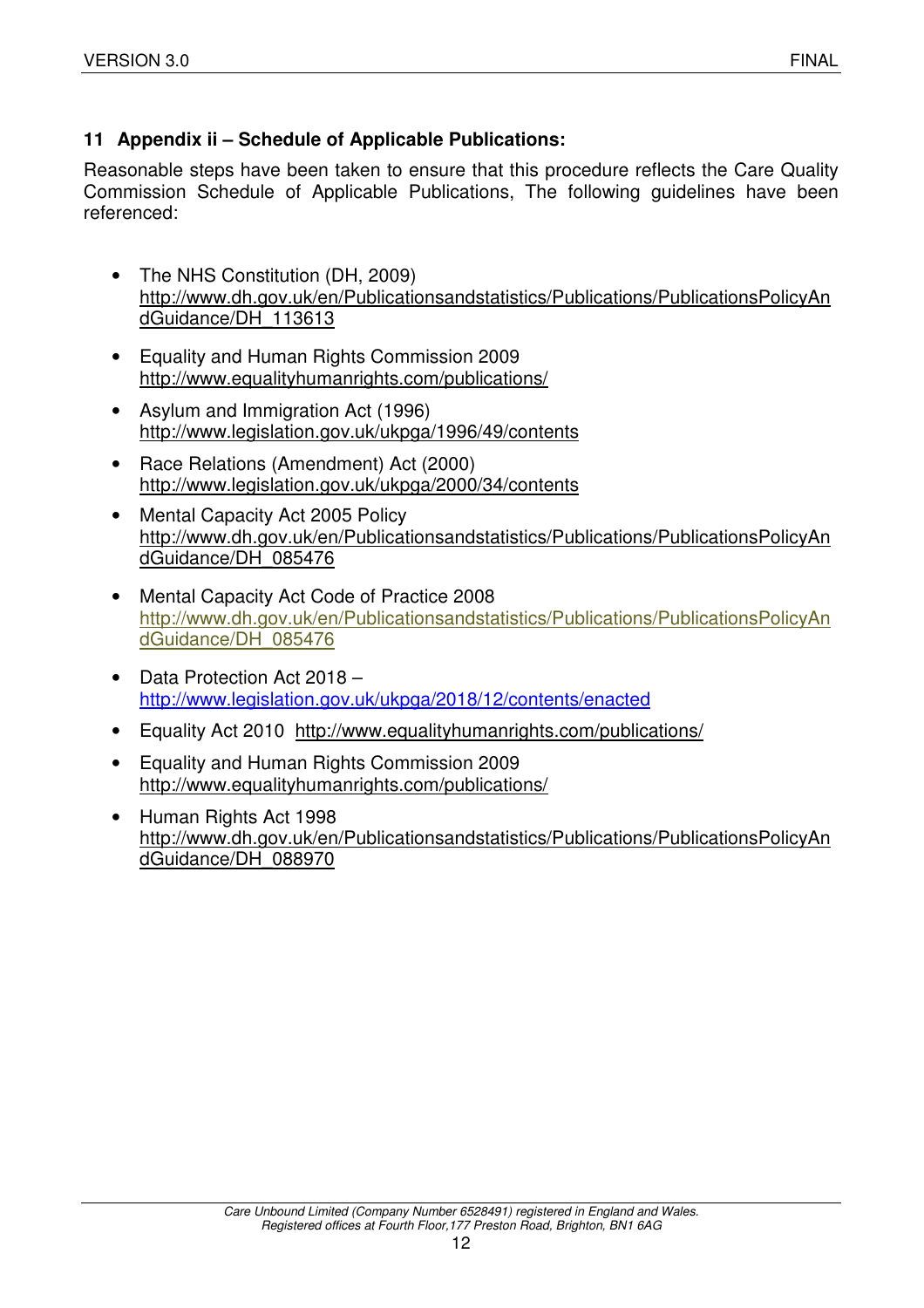## 11 Appendix ii – Schedule of Applicable Publications:

Reasonable steps have been taken to ensure that this procedure reflects the Care Quality Commission Schedule of Applicable Publications, The following guidelines have been referenced:

- The NHS Constitution (DH, 2009) http://www.dh.gov.uk/en/Publicationsandstatistics/Publications/PublicationsPolicyAndGuidance/DH_113613
- Equality and Human Rights Commission 2009 http://www.equalityhumanrights.com/publications/
- Asylum and Immigration Act (1996) http://www.legislation.gov.uk/ukpga/1996/49/contents
- Race Relations (Amendment) Act (2000) http://www.legislation.gov.uk/ukpga/2000/34/contents
- Mental Capacity Act 2005 Policy http://www.dh.gov.uk/en/Publicationsandstatistics/Publications/PublicationsPolicyAndGuidance/DH_085476
- Mental Capacity Act Code of Practice 2008 http://www.dh.gov.uk/en/Publicationsandstatistics/Publications/PublicationsPolicyAndGuidance/DH_085476
- Data Protection Act 2018 – http://www.legislation.gov.uk/ukpga/2018/12/contents/enacted
- Equality Act 2010 http://www.equalityhumanrights.com/publications/
- Equality and Human Rights Commission 2009 http://www.equalityhumanrights.com/publications/
- Human Rights Act 1998 http://www.dh.gov.uk/en/Publicationsandstatistics/Publications/PublicationsPolicyAndGuidance/DH_088970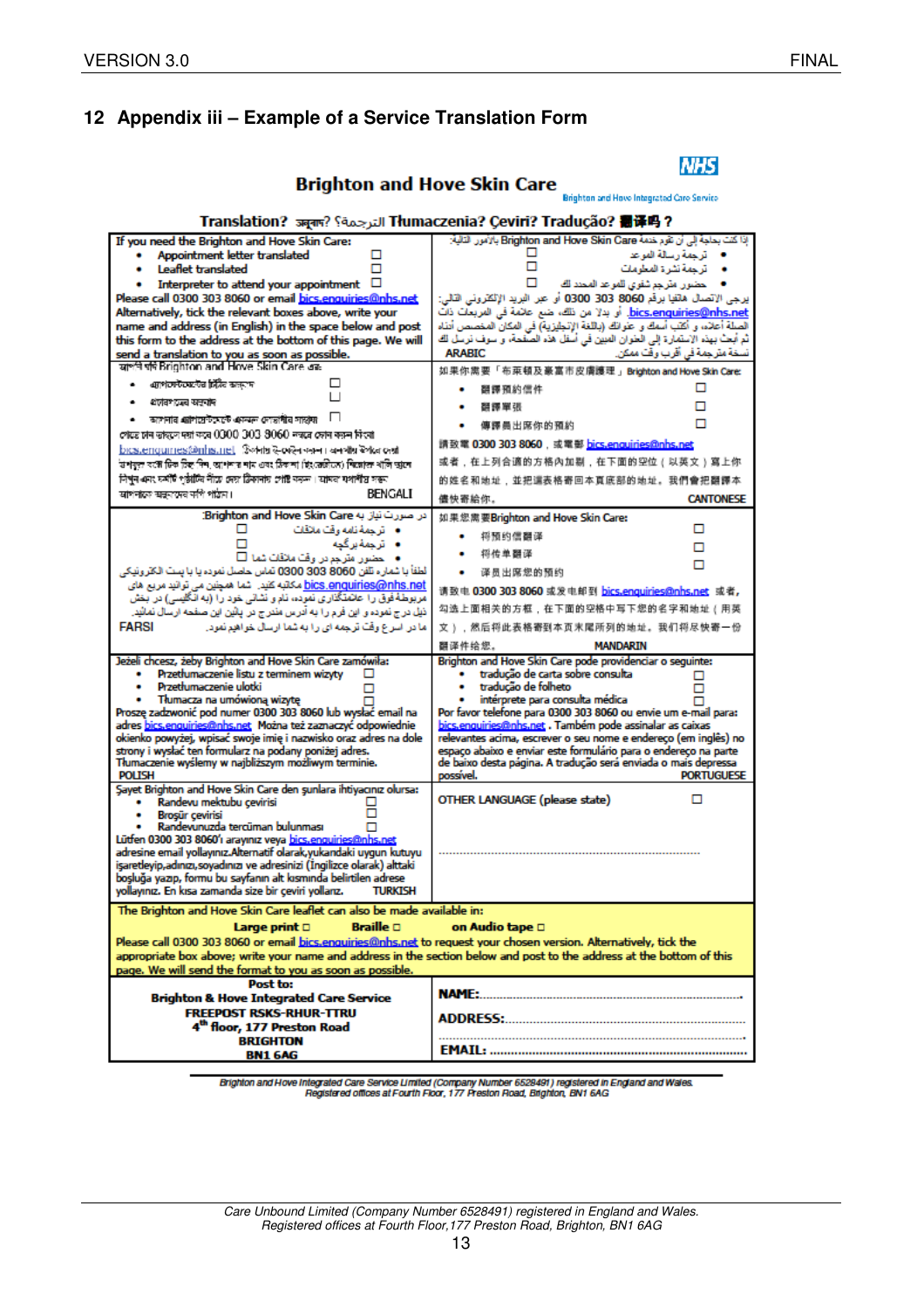## 12 Appendix iii – Example of a Service Translation Form

NHS

**Brighton and Hove Skin Care**

Brighton and Hove Integrated Care Service

**Translation? অনুবাদ? الترجمة؟ Tłumaczenia? Çeviri? Tradução? 翻译吗 ?**

| | |
|---|---|
| If you need the Brighton and Hove Skin Care:<br>• Appointment letter translated ☐<br>• Leaflet translated ☐<br>• Interpreter to attend your appointment ☐<br>Please call 0300 303 8060 or email bics.enquiries@nhs.net Alternatively, tick the relevant boxes above, write your name and address (in English) in the space below and post this form to the address at the bottom of this page. We will send a translation to you as soon as possible. | إذا كنت بحاجة إلى أن تقوم خدمة Brighton and Hove Skin Care بالأمور التالية:<br>• ترجمة رسالة الموعد ☐<br>• ترجمة نشرة المعلومات ☐<br>• حضور مترجم شفوي للموعد المحدد لك ☐<br>يرجى الاتصال هاتفيا برقم 0300 303 8060 أو عبر البريد الإلكتروني التالي: bics.enquiries@nhs.net أو بدلا من ذلك، ضع علامة في المربعات ذات الصلة أعلاه، و أكتب أسمك و عنوانك (باللغة الإنجليزية) في المكان المخصص أدناه ثم أبعث بهذه الاستمارة إلى العنوان المبين في أسفل هذه الصفحة، و سوف نرسل لك نسخة مترجمة في أقرب وقت ممكن.<br>ARABIC |
| আপনি যদি Brighton and Hove Skin Care এর:<br>• অ্যাপয়েন্টমেন্টের চিঠির অনুবাদ ☐<br>• প্রচারপত্রের অনুবাদ ☐<br>• আপনার অ্যাপয়েন্টমেন্টে একজন দোভাষীর সাহায্য ☐<br>পেতে চান তাহলে দয়া করে 0300 303 8060 নম্বরে ফোন করুন কিংবা bics.enquiries@nhs.net ঠিকানায় ই-মেইল পাঠান। অথবা উপরে দেওয়া প্রযোজ্য বক্সে টিক চিহ্ন দিন, আপনার নাম এবং ঠিকানা (ইংরেজিতে) নিচের খালি জায়গায় লিখুন এবং এই পৃষ্ঠার নিচে দেয়া ঠিকানায় পোস্ট করুন। যতো তাড়াতাড়ি সম্ভব আপনাকে অনুবাদ পাঠানো হবে।<br>BENGALI | 如果你需要「布莱頓及豪富市皮膚護理」Brighton and Hove Skin Care:<br>• 翻譯預約信件 ☐<br>• 翻譯單張 ☐<br>• 傳譯員出席你的預約 ☐<br>請致電 0300 303 8060，或電郵 bics.enquiries@nhs.net<br>或者，在上列合適的方格內加剔，在下面的空位（以英文）寫上你的姓名和地址，並把這表格寄回本頁底部的地址。我們會把翻譯本儘快寄給你。<br>CANTONESE |
| در صورت نیاز به Brighton and Hove Skin Care:<br>• ترجمه نامه وقت ملاقات ☐<br>• ترجمه بروشور ☐<br>• حضور مترجم در وقت ملاقات شما ☐<br>لطفاً با شماره تلفن 0300 303 8060 تماس حاصل نموده یا با پست الکترونیکی bics.enquiries@nhs.net مکاتبه کنید. شما همچنین می توانید مربع های مربوطه فوق را علامتگذاری نموده، نام و نشانی خود را (به انگلیسی) در بخش ذیل درج نموده و این فرم را به آدرس مندرج در پائین این صفحه ارسال نمائید. ما در اسرع وقت ترجمه ای را به شما ارسال خواهیم نمود.<br>FARSI | 如果您需要Brighton and Hove Skin Care:<br>• 将预约信翻译 ☐<br>• 将传单翻译 ☐<br>• 译员出席您的预约 ☐<br>请致电 0300 303 8060 或发电邮到 bics.enquiries@nhs.net 或者，勾选上面相关的方框，在下面的空格中写下您的名字和地址（用英文），然后将此表格寄到本页末尾所列的地址。我们将尽快寄一份翻译件给您。<br>MANDARIN |
| Jeżeli chcesz, żeby Brighton and Hove Skin Care zamówiła:<br>• Przetłumaczenie listu z terminem wizyty ☐<br>• Przetłumaczenie ulotki ☐<br>• Tłumacza na umówioną wizytę ☐<br>Proszę zadzwonić pod numer 0300 303 8060 lub wysłać email na adres bics.enquiries@nhs.net. Można też zaznaczyć odpowiednie okienko powyżej, wpisać swoje imię i nazwisko oraz adres na dole strony i wysłać ten formularz na podany poniżej adres. Tłumaczenie wyślemy w najbliższym możliwym terminie.<br>POLISH | Brighton and Hove Skin Care pode providenciar o seguinte:<br>• tradução de carta sobre consulta ☐<br>• tradução de folheto ☐<br>• intérprete para consulta médica ☐<br>Por favor telefone para 0300 303 8060 ou envie um e-mail para: bics.enquiries@nhs.net. Também pode assinalar as caixas relevantes acima, escrever o seu nome e endereço (em inglês) no espaço abaixo e enviar este formulário para o endereço na parte de baixo desta página. A tradução será enviada o mais depressa possível.<br>PORTUGUESE |
| Şayet Brighton and Hove Skin Care den şunlara ihtiyacınız olursa:<br>• Randevu mektubu çevirisi ☐<br>• Broşür çevirisi ☐<br>• Randevunuzda tercüman bulunması ☐<br>Lütfen 0300 303 8060'ı arayınız veya bics.enquiries@nhs.net adresine email yollayınız.Alternatif olarak,yukarıdaki uygun kutuyu işaretleyip,adınızı,soyadınızı ve adresinizi (İngilizce olarak) alttaki boşluğa yazıp, formu bu sayfanın alt kısmında belirtilen adrese yollayınız. En kısa zamanda size bir çeviri yollarız.<br>TURKISH | OTHER LANGUAGE (please state) ☐<br><br>…………………………………………………………… |

The Brighton and Hove Skin Care leaflet can also be made available in:

**Large print ☐ Braille ☐ on Audio tape ☐**

Please call 0300 303 8060 or email bics.enquiries@nhs.net to request your chosen version. Alternatively, tick the appropriate box above; write your name and address in the section below and post to the address at the bottom of this page. We will send the format to you as soon as possible.

| | |
|---|---|
| **Post to:**<br>**Brighton & Hove Integrated Care Service**<br>**FREEPOST RSKS-RHUR-TTRU**<br>**4th floor, 177 Preston Road**<br>**BRIGHTON**<br>**BN1 6AG** | **NAME:**……………………………………………<br>**ADDRESS:**………………………………………<br>……………………………………………………<br>**EMAIL:** ………………………………………… |

*Brighton and Hove Integrated Care Service Limited (Company Number 6528491) registered in England and Wales.*
*Registered offices at Fourth Floor, 177 Preston Road, Brighton, BN1 6AG*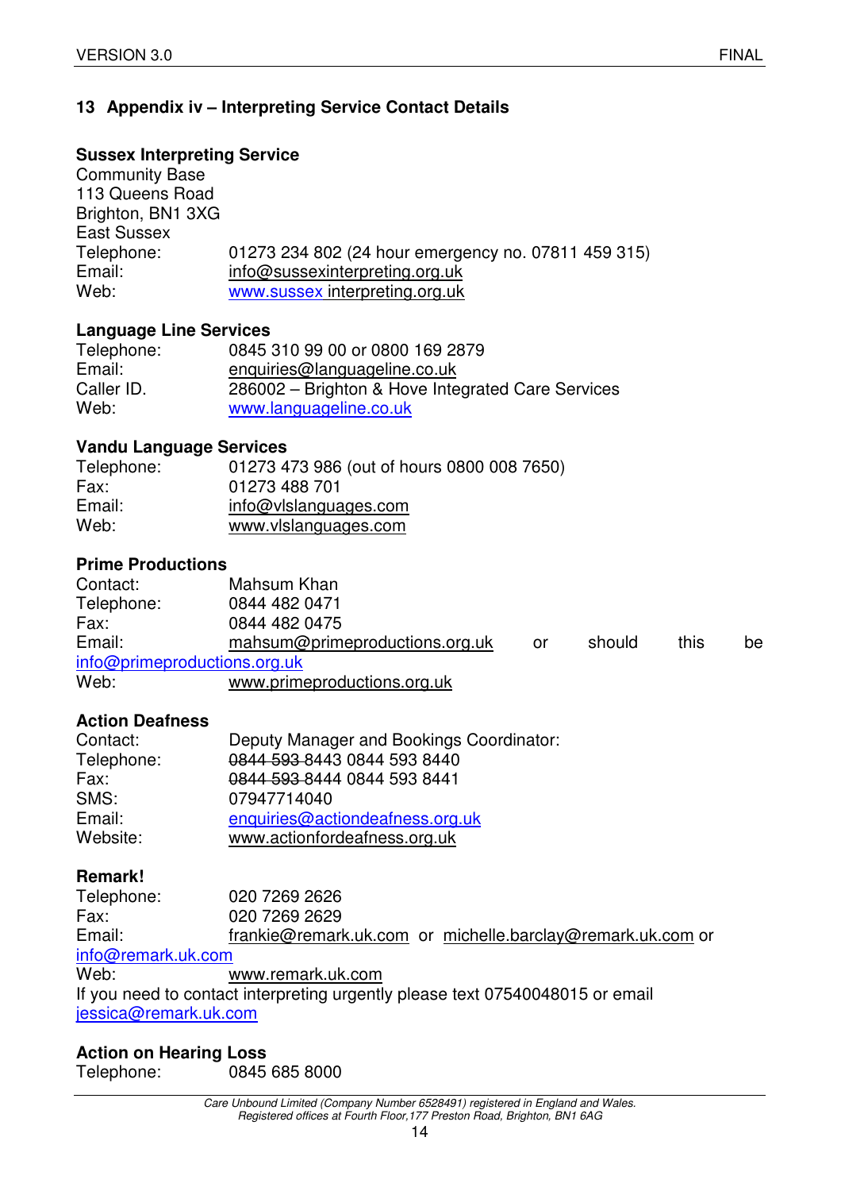## 13 Appendix iv – Interpreting Service Contact Details

**Sussex Interpreting Service**
Community Base
113 Queens Road
Brighton, BN1 3XG
East Sussex
Telephone: 01273 234 802 (24 hour emergency no. 07811 459 315)
Email: info@sussexinterpreting.org.uk
Web: www.sussex interpreting.org.uk

**Language Line Services**
Telephone: 0845 310 99 00 or 0800 169 2879
Email: enquiries@languageline.co.uk
Caller ID. 286002 – Brighton & Hove Integrated Care Services
Web: www.languageline.co.uk

**Vandu Language Services**
Telephone: 01273 473 986 (out of hours 0800 008 7650)
Fax: 01273 488 701
Email: info@vlslanguages.com
Web: www.vlslanguages.com

**Prime Productions**
Contact: Mahsum Khan
Telephone: 0844 482 0471
Fax: 0844 482 0475
Email: mahsum@primeproductions.org.uk or should this be info@primeproductions.org.uk
Web: www.primeproductions.org.uk

**Action Deafness**
Contact: Deputy Manager and Bookings Coordinator:
Telephone: ~~0844 593~~ 8443 0844 593 8440
Fax: ~~0844 593~~ 8444 0844 593 8441
SMS: 07947714040
Email: enquiries@actiondeafness.org.uk
Website: www.actionfordeafness.org.uk

**Remark!**
Telephone: 020 7269 2626
Fax: 020 7269 2629
Email: frankie@remark.uk.com or michelle.barclay@remark.uk.com or info@remark.uk.com
Web: www.remark.uk.com
If you need to contact interpreting urgently please text 07540048015 or email jessica@remark.uk.com

**Action on Hearing Loss**
Telephone: 0845 685 8000

*Care Unbound Limited (Company Number 6528491) registered in England and Wales.*
*Registered offices at Fourth Floor,177 Preston Road, Brighton, BN1 6AG*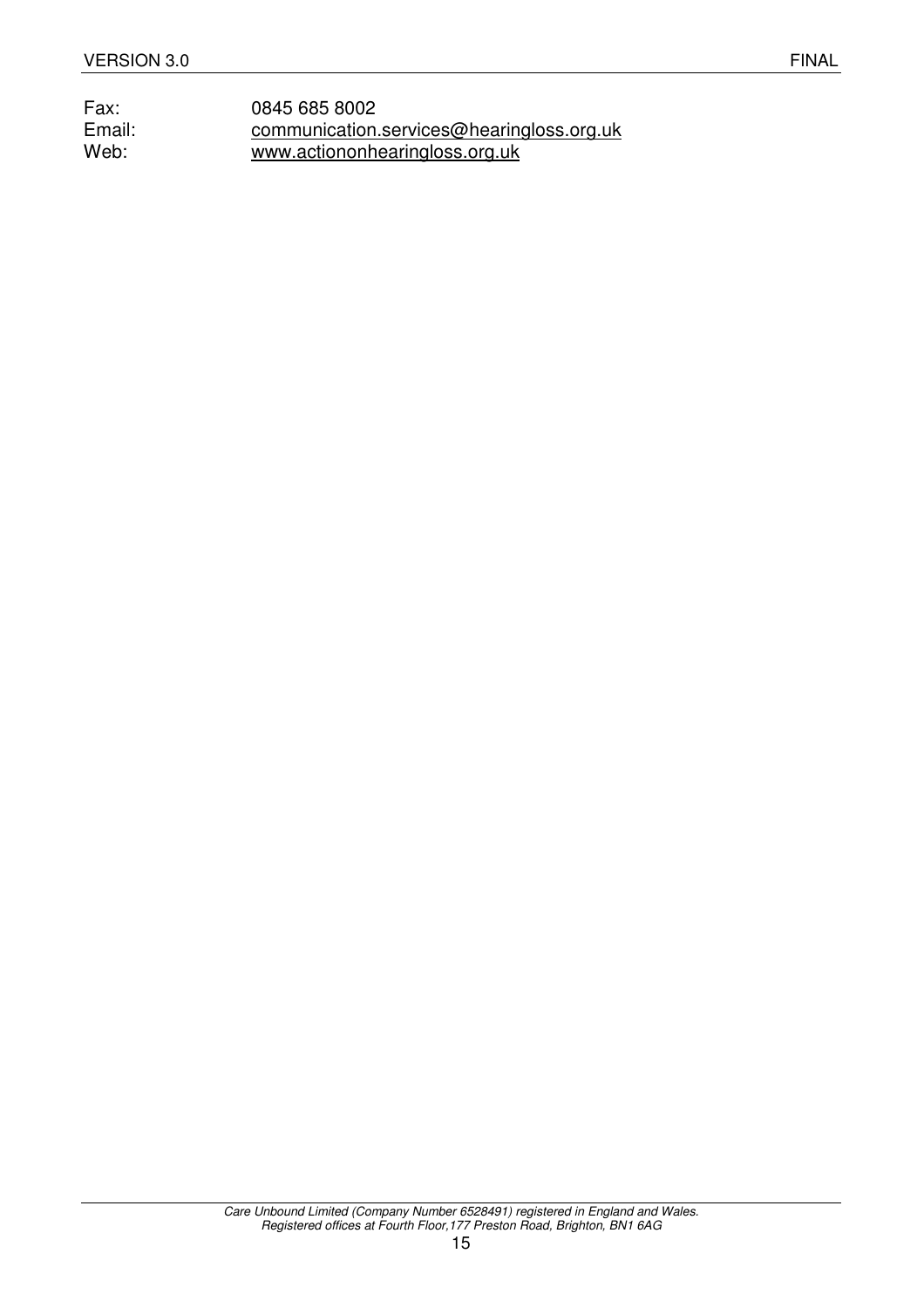Fax: 0845 685 8002
Email: communication.services@hearingloss.org.uk
Web: www.actiononhearingloss.org.uk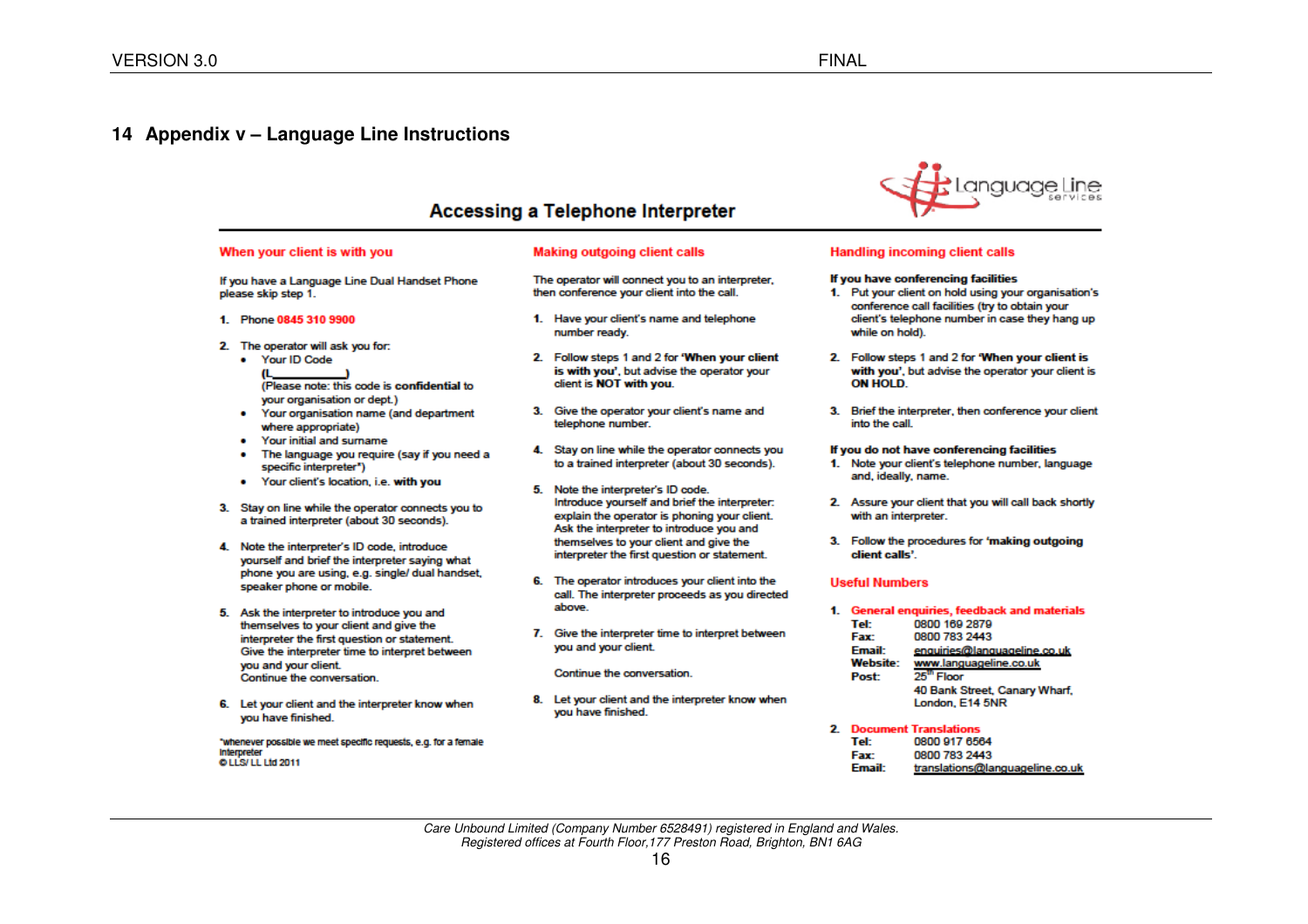## 14 Appendix v – Language Line Instructions

### Accessing a Telephone Interpreter

#### When your client is with you

If you have a Language Line Dual Handset Phone please skip step 1.

1. Phone **0845 310 9900**
2. The operator will ask you for:
   - Your ID Code (L____________) (Please note: this code is **confidential** to your organisation or dept.)
   - Your organisation name (and department where appropriate)
   - Your initial and surname
   - The language you require (say if you need a specific interpreter*)
   - Your client's location, i.e. **with you**
3. Stay on line while the operator connects you to a trained interpreter (about 30 seconds).
4. Note the interpreter's ID code, introduce yourself and brief the interpreter saying what phone you are using, e.g. single/ dual handset, speaker phone or mobile.
5. Ask the interpreter to introduce you and themselves to your client and give the interpreter the first question or statement. Give the interpreter time to interpret between you and your client. Continue the conversation.
6. Let your client and the interpreter know when you have finished.

*whenever possible we meet specific requests, e.g. for a female interpreter
© LLS/ LL Ltd 2011

#### Making outgoing client calls

The operator will connect you to an interpreter, then conference your client into the call.

1. Have your client's name and telephone number ready.
2. Follow steps 1 and 2 for **'When your client is with you'**, but advise the operator your client is **NOT with you**.
3. Give the operator your client's name and telephone number.
4. Stay on line while the operator connects you to a trained interpreter (about 30 seconds).
5. Note the interpreter's ID code. Introduce yourself and brief the interpreter: explain the operator is phoning your client. Ask the interpreter to introduce you and themselves to your client and give the interpreter the first question or statement.
6. The operator introduces your client into the call. The interpreter proceeds as you directed above.
7. Give the interpreter time to interpret between you and your client.

   Continue the conversation.
8. Let your client and the interpreter know when you have finished.

#### Handling incoming client calls

**If you have conferencing facilities**

1. Put your client on hold using your organisation's conference call facilities (try to obtain your client's telephone number in case they hang up while on hold).
2. Follow steps 1 and 2 for **'When your client is with you'**, but advise the operator your client is **ON HOLD**.
3. Brief the interpreter, then conference your client into the call.

**If you do not have conferencing facilities**

1. Note your client's telephone number, language and, ideally, name.
2. Assure your client that you will call back shortly with an interpreter.
3. Follow the procedures for **'making outgoing client calls'**.

#### Useful Numbers

1. **General enquiries, feedback and materials**
   - **Tel:** 0800 169 2879
   - **Fax:** 0800 783 2443
   - **Email:** enquiries@languageline.co.uk
   - **Website:** www.languageline.co.uk
   - **Post:** 25th Floor, 40 Bank Street, Canary Wharf, London, E14 5NR
2. **Document Translations**
   - **Tel:** 0800 917 6564
   - **Fax:** 0800 783 2443
   - **Email:** translations@languageline.co.uk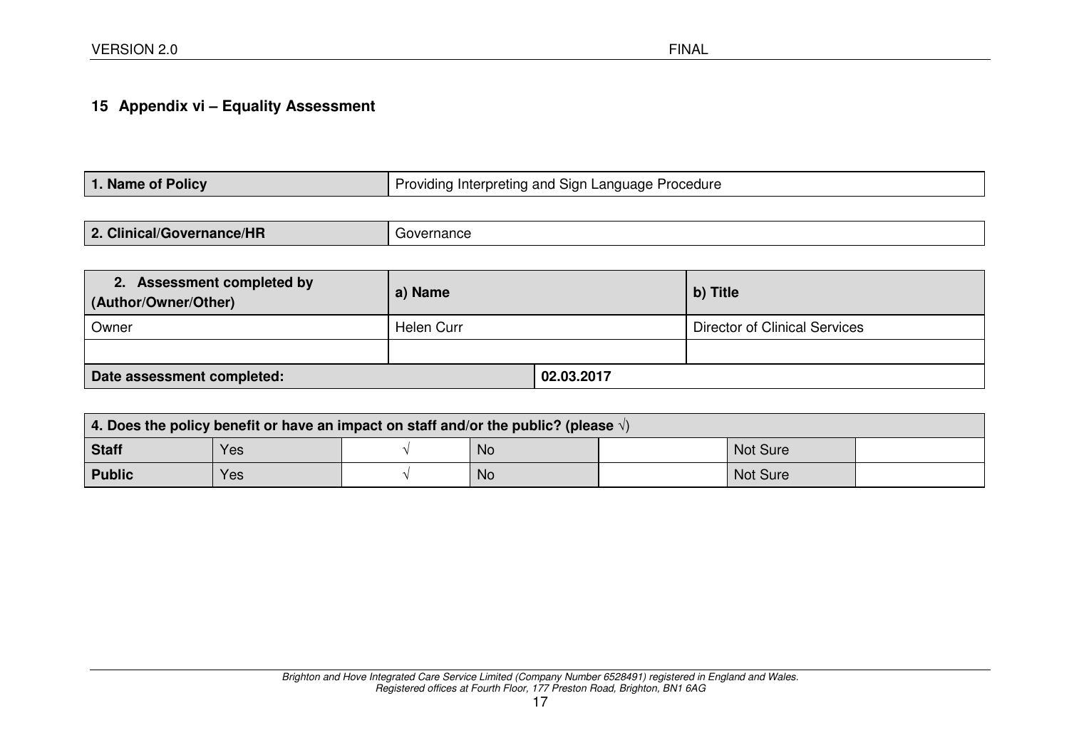## 15 Appendix vi – Equality Assessment

| **1. Name of Policy** | Providing Interpreting and Sign Language Procedure |
|---|---|

| **2. Clinical/Governance/HR** | Governance |
|---|---|

| **2. Assessment completed by (Author/Owner/Other)** | **a) Name** | | **b) Title** |
|---|---|---|---|
| Owner | Helen Curr | | Director of Clinical Services |
| | | | |
| **Date assessment completed:** | | **02.03.2017** | |

| **4. Does the policy benefit or have an impact on staff and/or the public? (please √)** | | | | | |
|---|---|---|---|---|---|
| **Staff** | Yes | √ | No | | Not Sure | |
| **Public** | Yes | √ | No | | Not Sure | |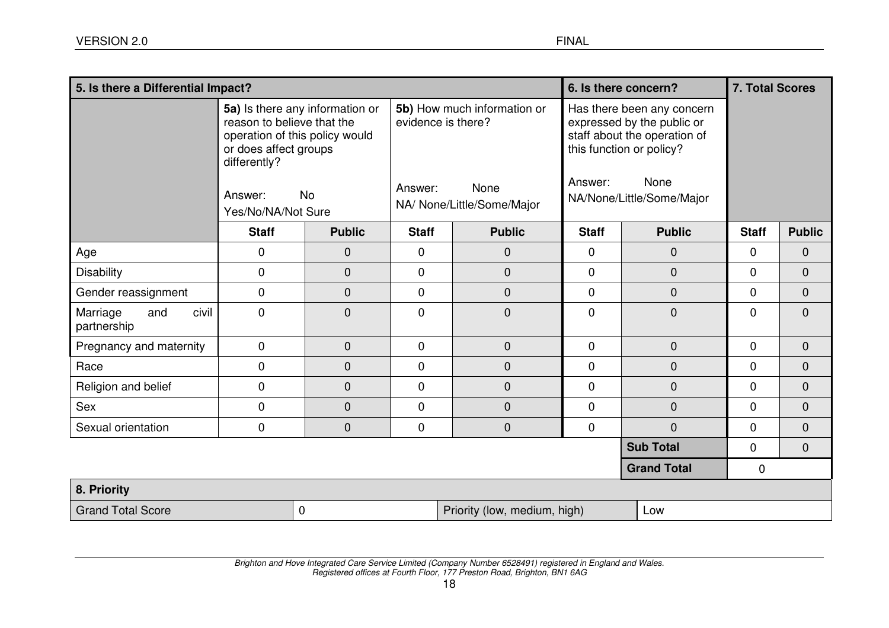| 5. Is there a Differential Impact? | | | | | 6. Is there concern? | | 7. Total Scores | |
|---|---|---|---|---|---|---|---|---|
| | **5a)** Is there any information or reason to believe that the operation of this policy would or does affect groups differently?<br><br>Answer: No<br>Yes/No/NA/Not Sure | | **5b)** How much information or evidence is there?<br><br>Answer: None<br>NA/ None/Little/Some/Major | | Has there been any concern expressed by the public or staff about the operation of this function or policy?<br><br>Answer: None<br>NA/None/Little/Some/Major | | | |
| | **Staff** | **Public** | **Staff** | **Public** | **Staff** | **Public** | **Staff** | **Public** |
| Age | 0 | 0 | 0 | 0 | 0 | 0 | 0 | 0 |
| Disability | 0 | 0 | 0 | 0 | 0 | 0 | 0 | 0 |
| Gender reassignment | 0 | 0 | 0 | 0 | 0 | 0 | 0 | 0 |
| Marriage and civil partnership | 0 | 0 | 0 | 0 | 0 | 0 | 0 | 0 |
| Pregnancy and maternity | 0 | 0 | 0 | 0 | 0 | 0 | 0 | 0 |
| Race | 0 | 0 | 0 | 0 | 0 | 0 | 0 | 0 |
| Religion and belief | 0 | 0 | 0 | 0 | 0 | 0 | 0 | 0 |
| Sex | 0 | 0 | 0 | 0 | 0 | 0 | 0 | 0 |
| Sexual orientation | 0 | 0 | 0 | 0 | 0 | 0 | 0 | 0 |
| | | | | | | **Sub Total** | 0 | 0 |
| | | | | | | **Grand Total** | 0 | |

| 8. Priority | | | |
|---|---|---|---|
| Grand Total Score | 0 | Priority (low, medium, high) | Low |

*Brighton and Hove Integrated Care Service Limited (Company Number 6528491) registered in England and Wales.*
*Registered offices at Fourth Floor, 177 Preston Road, Brighton, BN1 6AG*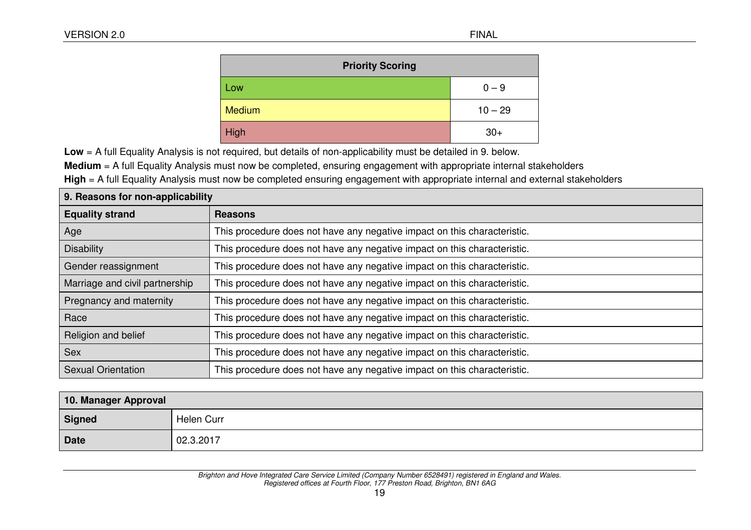| Priority Scoring | |
|---|---|
| Low | 0 – 9 |
| Medium | 10 – 29 |
| High | 30+ |

**Low** = A full Equality Analysis is not required, but details of non-applicability must be detailed in 9. below.

**Medium** = A full Equality Analysis must now be completed, ensuring engagement with appropriate internal stakeholders

**High** = A full Equality Analysis must now be completed ensuring engagement with appropriate internal and external stakeholders

| 9. Reasons for non-applicability | |
|---|---|
| **Equality strand** | **Reasons** |
| Age | This procedure does not have any negative impact on this characteristic. |
| Disability | This procedure does not have any negative impact on this characteristic. |
| Gender reassignment | This procedure does not have any negative impact on this characteristic. |
| Marriage and civil partnership | This procedure does not have any negative impact on this characteristic. |
| Pregnancy and maternity | This procedure does not have any negative impact on this characteristic. |
| Race | This procedure does not have any negative impact on this characteristic. |
| Religion and belief | This procedure does not have any negative impact on this characteristic. |
| Sex | This procedure does not have any negative impact on this characteristic. |
| Sexual Orientation | This procedure does not have any negative impact on this characteristic. |

| 10. Manager Approval | |
|---|---|
| **Signed** | Helen Curr |
| **Date** | 02.3.2017 |